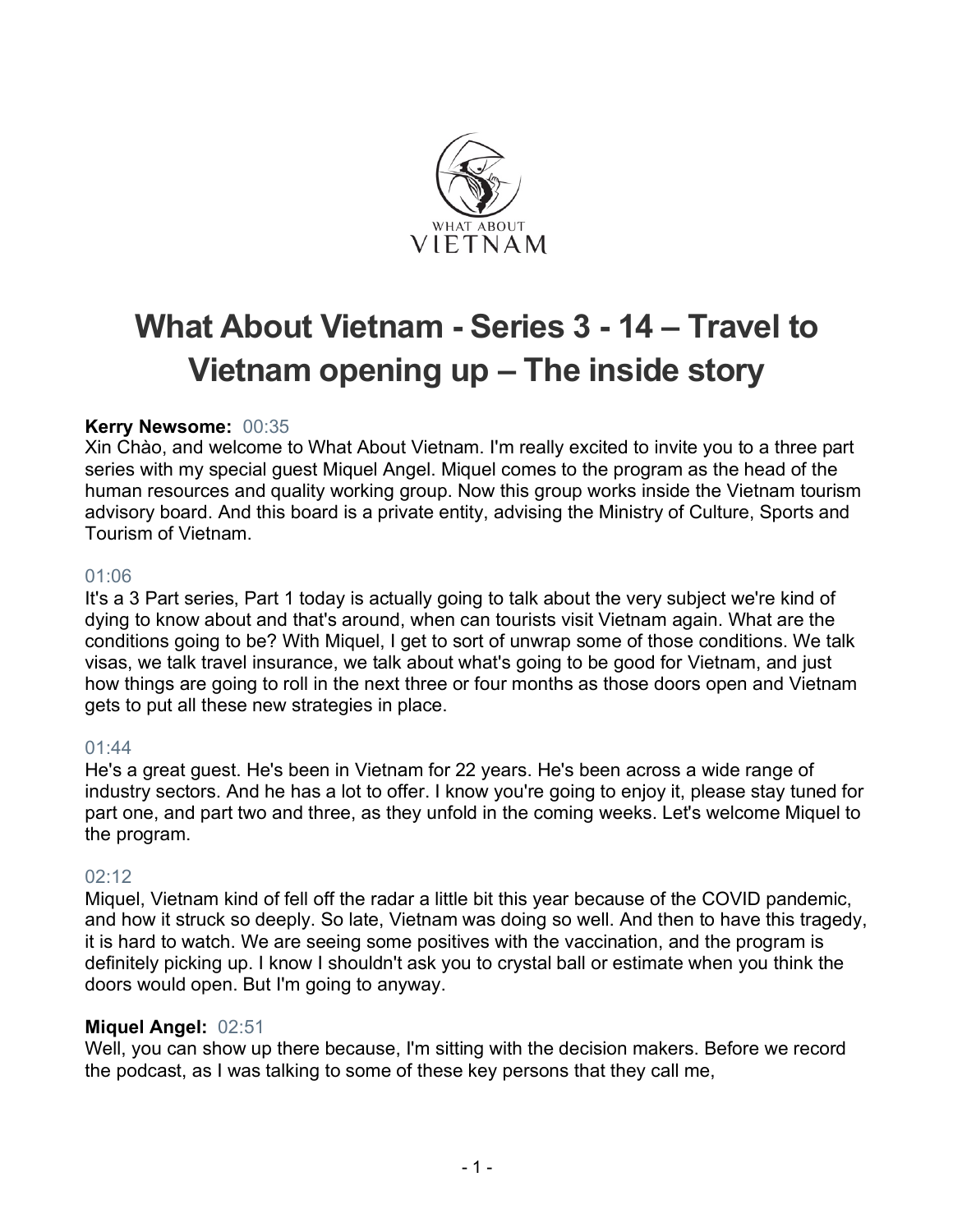# What About Vietnam - Series 3 - 14 – Travel to Vietnam opening up – The inside story

**Kerry Newsome:** 00:35

Xin Chào, and welcome to What About Vietnam. I'm really excited to invite you to a three part series with my special guest Miquel Angel. Miquel comes to the program as the head of the human resources and quality working group. Now this group works inside the Vietnam tourism advisory board. And this board is a private entity, advising the Ministry of Culture, Sports and Tourism of Vietnam.

01:06

It's a 3 Part series, Part 1 today is actually going to talk about the very subject we're kind of dying to know about and that's around, when can tourists visit Vietnam again. What are the conditions going to be? With Miquel, I get to sort of unwrap some of those conditions. We talk visas, we talk travel insurance, we talk about what's going to be good for Vietnam, and just how things are going to roll in the next three or four months as those doors open and Vietnam gets to put all these new strategies in place.

01:44

He's a great guest. He's been in Vietnam for 22 years. He's been across a wide range of industry sectors. And he has a lot to offer. I know you're going to enjoy it, please stay tuned for part one, and part two and three, as they unfold in the coming weeks. Let's welcome Miquel to the program.

02:12

Miquel, Vietnam kind of fell off the radar a little bit this year because of the COVID pandemic, and how it struck so deeply. So late, Vietnam was doing so well. And then to have this tragedy, it is hard to watch. We are seeing some positives with the vaccination, and the program is definitely picking up. I know I shouldn't ask you to crystal ball or estimate when you think the doors would open. But I'm going to anyway.

**Miquel Angel:** 02:51

Well, you can show up there because, I'm sitting with the decision makers. Before we record the podcast, as I was talking to some of these key persons that they call me,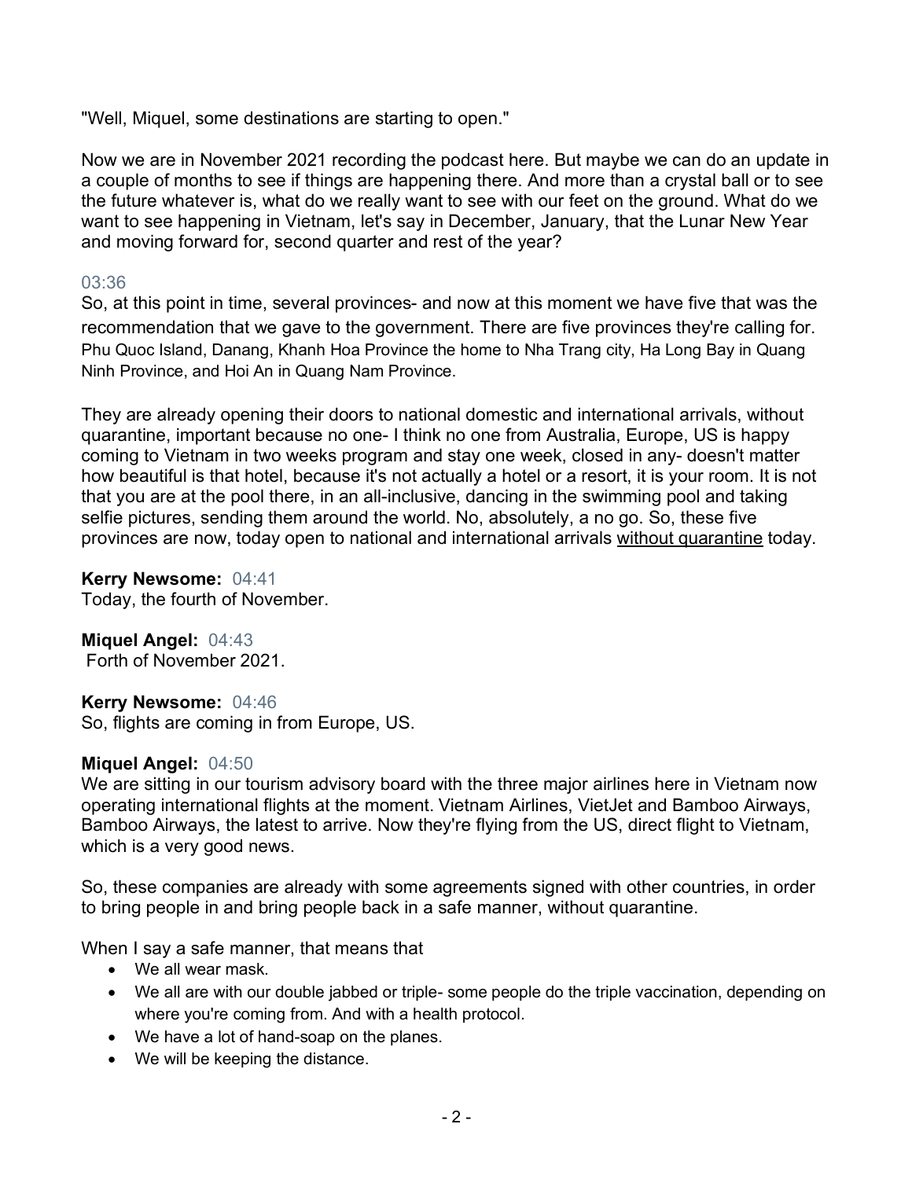"Well, Miquel, some destinations are starting to open."

Now we are in November 2021 recording the podcast here. But maybe we can do an update in a couple of months to see if things are happening there. And more than a crystal ball or to see the future whatever is, what do we really want to see with our feet on the ground. What do we want to see happening in Vietnam, let's say in December, January, that the Lunar New Year and moving forward for, second quarter and rest of the year?

03:36
So, at this point in time, several provinces- and now at this moment we have five that was the recommendation that we gave to the government. There are five provinces they're calling for. Phu Quoc Island, Danang, Khanh Hoa Province the home to Nha Trang city, Ha Long Bay in Quang Ninh Province, and Hoi An in Quang Nam Province.

They are already opening their doors to national domestic and international arrivals, without quarantine, important because no one- I think no one from Australia, Europe, US is happy coming to Vietnam in two weeks program and stay one week, closed in any- doesn't matter how beautiful is that hotel, because it's not actually a hotel or a resort, it is your room. It is not that you are at the pool there, in an all-inclusive, dancing in the swimming pool and taking selfie pictures, sending them around the world. No, absolutely, a no go. So, these five provinces are now, today open to national and international arrivals <u>without quarantine</u> today.

**Kerry Newsome:** 04:41
Today, the fourth of November.

**Miquel Angel:** 04:43
Forth of November 2021.

**Kerry Newsome:** 04:46
So, flights are coming in from Europe, US.

**Miquel Angel:** 04:50
We are sitting in our tourism advisory board with the three major airlines here in Vietnam now operating international flights at the moment. Vietnam Airlines, VietJet and Bamboo Airways, Bamboo Airways, the latest to arrive. Now they're flying from the US, direct flight to Vietnam, which is a very good news.

So, these companies are already with some agreements signed with other countries, in order to bring people in and bring people back in a safe manner, without quarantine.

When I say a safe manner, that means that

- We all wear mask.
- We all are with our double jabbed or triple- some people do the triple vaccination, depending on where you're coming from. And with a health protocol.
- We have a lot of hand-soap on the planes.
- We will be keeping the distance.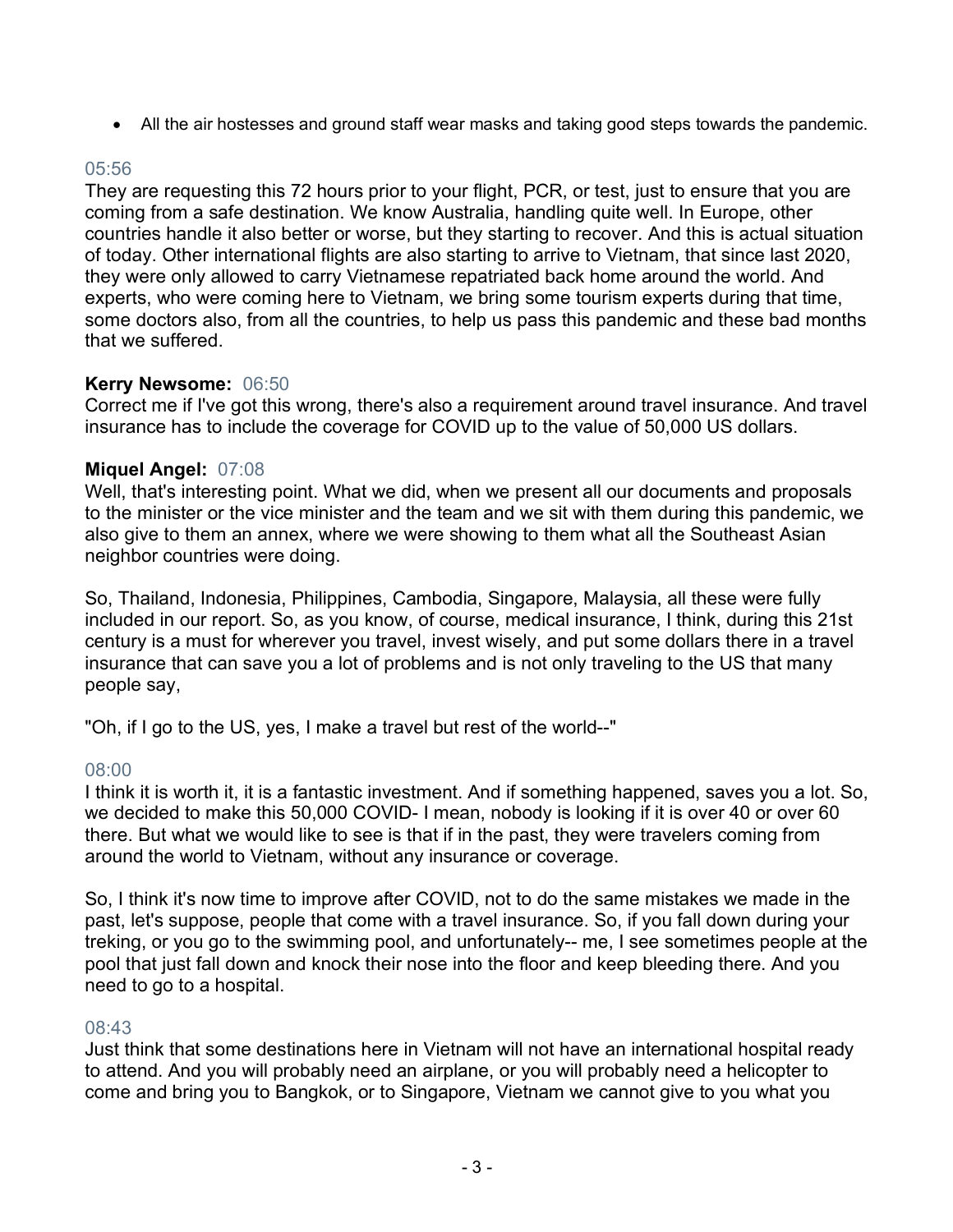- All the air hostesses and ground staff wear masks and taking good steps towards the pandemic.

05:56
They are requesting this 72 hours prior to your flight, PCR, or test, just to ensure that you are coming from a safe destination. We know Australia, handling quite well. In Europe, other countries handle it also better or worse, but they starting to recover. And this is actual situation of today. Other international flights are also starting to arrive to Vietnam, that since last 2020, they were only allowed to carry Vietnamese repatriated back home around the world. And experts, who were coming here to Vietnam, we bring some tourism experts during that time, some doctors also, from all the countries, to help us pass this pandemic and these bad months that we suffered.

**Kerry Newsome:** 06:50
Correct me if I've got this wrong, there's also a requirement around travel insurance. And travel insurance has to include the coverage for COVID up to the value of 50,000 US dollars.

**Miquel Angel:** 07:08
Well, that's interesting point. What we did, when we present all our documents and proposals to the minister or the vice minister and the team and we sit with them during this pandemic, we also give to them an annex, where we were showing to them what all the Southeast Asian neighbor countries were doing.

So, Thailand, Indonesia, Philippines, Cambodia, Singapore, Malaysia, all these were fully included in our report. So, as you know, of course, medical insurance, I think, during this 21st century is a must for wherever you travel, invest wisely, and put some dollars there in a travel insurance that can save you a lot of problems and is not only traveling to the US that many people say,

"Oh, if I go to the US, yes, I make a travel but rest of the world--"

08:00
I think it is worth it, it is a fantastic investment. And if something happened, saves you a lot. So, we decided to make this 50,000 COVID- I mean, nobody is looking if it is over 40 or over 60 there. But what we would like to see is that if in the past, they were travelers coming from around the world to Vietnam, without any insurance or coverage.

So, I think it's now time to improve after COVID, not to do the same mistakes we made in the past, let's suppose, people that come with a travel insurance. So, if you fall down during your treking, or you go to the swimming pool, and unfortunately-- me, I see sometimes people at the pool that just fall down and knock their nose into the floor and keep bleeding there. And you need to go to a hospital.

08:43
Just think that some destinations here in Vietnam will not have an international hospital ready to attend. And you will probably need an airplane, or you will probably need a helicopter to come and bring you to Bangkok, or to Singapore, Vietnam we cannot give to you what you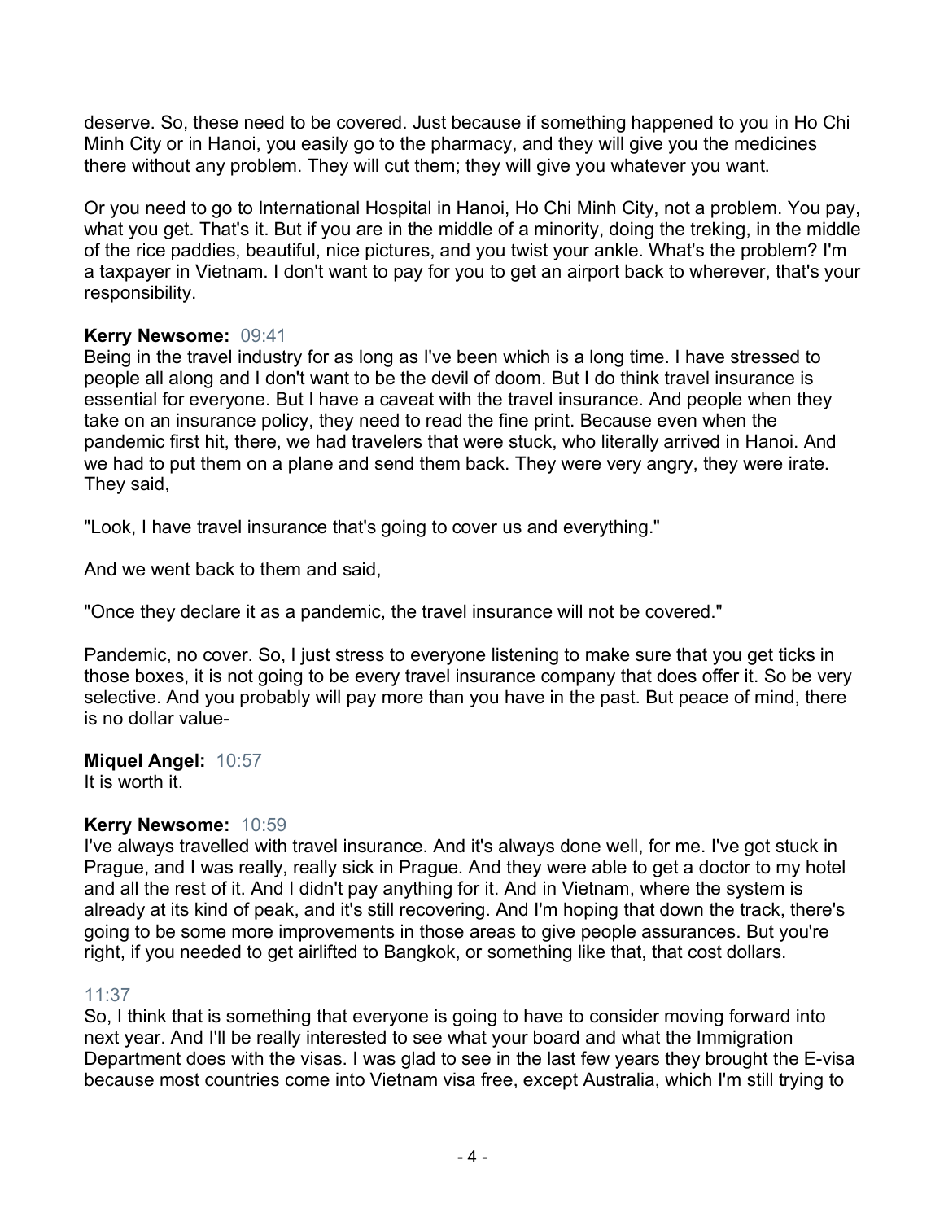deserve. So, these need to be covered. Just because if something happened to you in Ho Chi Minh City or in Hanoi, you easily go to the pharmacy, and they will give you the medicines there without any problem. They will cut them; they will give you whatever you want.

Or you need to go to International Hospital in Hanoi, Ho Chi Minh City, not a problem. You pay, what you get. That's it. But if you are in the middle of a minority, doing the treking, in the middle of the rice paddies, beautiful, nice pictures, and you twist your ankle. What's the problem? I'm a taxpayer in Vietnam. I don't want to pay for you to get an airport back to wherever, that's your responsibility.

**Kerry Newsome:** 09:41
Being in the travel industry for as long as I've been which is a long time. I have stressed to people all along and I don't want to be the devil of doom. But I do think travel insurance is essential for everyone. But I have a caveat with the travel insurance. And people when they take on an insurance policy, they need to read the fine print. Because even when the pandemic first hit, there, we had travelers that were stuck, who literally arrived in Hanoi. And we had to put them on a plane and send them back. They were very angry, they were irate. They said,

"Look, I have travel insurance that's going to cover us and everything."

And we went back to them and said,

"Once they declare it as a pandemic, the travel insurance will not be covered."

Pandemic, no cover. So, I just stress to everyone listening to make sure that you get ticks in those boxes, it is not going to be every travel insurance company that does offer it. So be very selective. And you probably will pay more than you have in the past. But peace of mind, there is no dollar value-

**Miquel Angel:** 10:57
It is worth it.

**Kerry Newsome:** 10:59
I've always travelled with travel insurance. And it's always done well, for me. I've got stuck in Prague, and I was really, really sick in Prague. And they were able to get a doctor to my hotel and all the rest of it. And I didn't pay anything for it. And in Vietnam, where the system is already at its kind of peak, and it's still recovering. And I'm hoping that down the track, there's going to be some more improvements in those areas to give people assurances. But you're right, if you needed to get airlifted to Bangkok, or something like that, that cost dollars.

11:37
So, I think that is something that everyone is going to have to consider moving forward into next year. And I'll be really interested to see what your board and what the Immigration Department does with the visas. I was glad to see in the last few years they brought the E-visa because most countries come into Vietnam visa free, except Australia, which I'm still trying to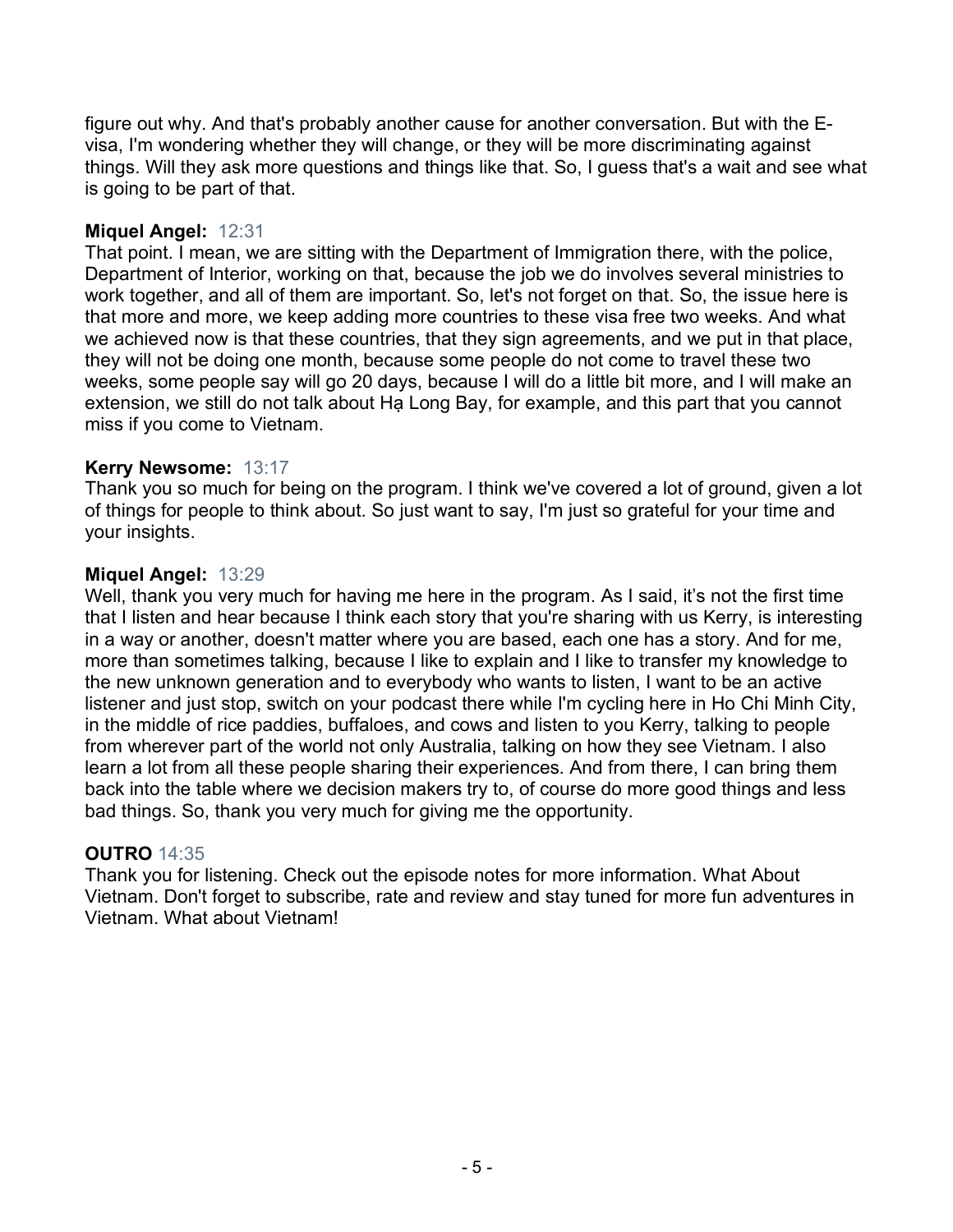figure out why. And that's probably another cause for another conversation. But with the E-visa, I'm wondering whether they will change, or they will be more discriminating against things. Will they ask more questions and things like that. So, I guess that's a wait and see what is going to be part of that.

**Miquel Angel:** 12:31

That point. I mean, we are sitting with the Department of Immigration there, with the police, Department of Interior, working on that, because the job we do involves several ministries to work together, and all of them are important. So, let's not forget on that. So, the issue here is that more and more, we keep adding more countries to these visa free two weeks. And what we achieved now is that these countries, that they sign agreements, and we put in that place, they will not be doing one month, because some people do not come to travel these two weeks, some people say will go 20 days, because I will do a little bit more, and I will make an extension, we still do not talk about Hạ Long Bay, for example, and this part that you cannot miss if you come to Vietnam.

**Kerry Newsome:** 13:17

Thank you so much for being on the program. I think we've covered a lot of ground, given a lot of things for people to think about. So just want to say, I'm just so grateful for your time and your insights.

**Miquel Angel:** 13:29

Well, thank you very much for having me here in the program. As I said, it's not the first time that I listen and hear because I think each story that you're sharing with us Kerry, is interesting in a way or another, doesn't matter where you are based, each one has a story. And for me, more than sometimes talking, because I like to explain and I like to transfer my knowledge to the new unknown generation and to everybody who wants to listen, I want to be an active listener and just stop, switch on your podcast there while I'm cycling here in Ho Chi Minh City, in the middle of rice paddies, buffaloes, and cows and listen to you Kerry, talking to people from wherever part of the world not only Australia, talking on how they see Vietnam. I also learn a lot from all these people sharing their experiences. And from there, I can bring them back into the table where we decision makers try to, of course do more good things and less bad things. So, thank you very much for giving me the opportunity.

**OUTRO** 14:35

Thank you for listening. Check out the episode notes for more information. What About Vietnam. Don't forget to subscribe, rate and review and stay tuned for more fun adventures in Vietnam. What about Vietnam!